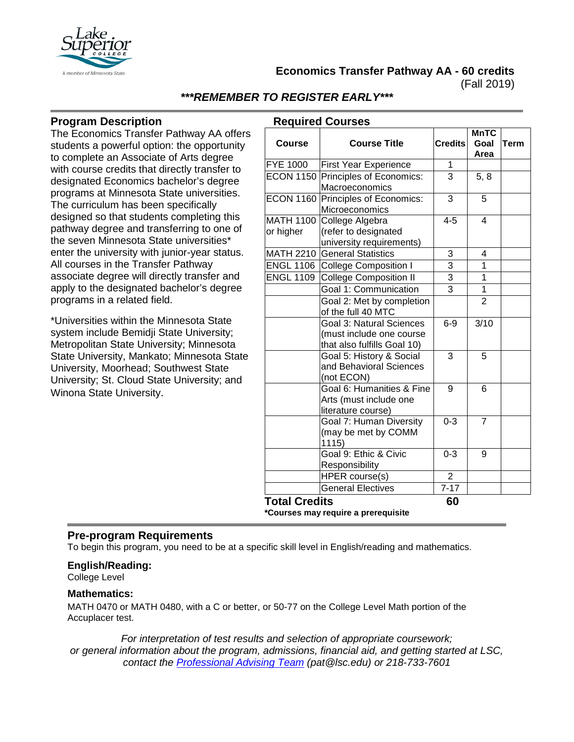# Economics Transfer Pathway AA - 60 credits

(Fall 2019)

***REMEMBER TO REGISTER EARLY***

## Program Description

The Economics Transfer Pathway AA offers students a powerful option: the opportunity to complete an Associate of Arts degree with course credits that directly transfer to designated Economics bachelor's degree programs at Minnesota State universities. The curriculum has been specifically designed so that students completing this pathway degree and transferring to one of the seven Minnesota State universities* enter the university with junior-year status. All courses in the Transfer Pathway associate degree will directly transfer and apply to the designated bachelor's degree programs in a related field.

*Universities within the Minnesota State system include Bemidji State University; Metropolitan State University; Minnesota State University, Mankato; Minnesota State University, Moorhead; Southwest State University; St. Cloud State University; and Winona State University.

## Required Courses

| Course | Course Title | Credits | MnTC Goal Area | Term |
|---|---|---|---|---|
| FYE 1000 | First Year Experience | 1 | | |
| ECON 1150 | Principles of Economics: Macroeconomics | 3 | 5, 8 | |
| ECON 1160 | Principles of Economics: Microeconomics | 3 | 5 | |
| MATH 1100 or higher | College Algebra (refer to designated university requirements) | 4-5 | 4 | |
| MATH 2210 | General Statistics | 3 | 4 | |
| ENGL 1106 | College Composition I | 3 | 1 | |
| ENGL 1109 | College Composition II | 3 | 1 | |
| | Goal 1: Communication | 3 | 1 | |
| | Goal 2: Met by completion of the full 40 MTC | | 2 | |
| | Goal 3: Natural Sciences (must include one course that also fulfills Goal 10) | 6-9 | 3/10 | |
| | Goal 5: History & Social and Behavioral Sciences (not ECON) | 3 | 5 | |
| | Goal 6: Humanities & Fine Arts (must include one literature course) | 9 | 6 | |
| | Goal 7: Human Diversity (may be met by COMM 1115) | 0-3 | 7 | |
| | Goal 9: Ethic & Civic Responsibility | 0-3 | 9 | |
| | HPER course(s) | 2 | | |
| | General Electives | 7-17 | | |
| **Total Credits** | | **60** | | |

***Courses may require a prerequisite**

## Pre-program Requirements

To begin this program, you need to be at a specific skill level in English/reading and mathematics.

### English/Reading:

College Level

### Mathematics:

MATH 0470 or MATH 0480, with a C or better, or 50-77 on the College Level Math portion of the Accuplacer test.

*For interpretation of test results and selection of appropriate coursework; or general information about the program, admissions, financial aid, and getting started at LSC, contact the [Professional Advising Team](pat@lsc.edu) (pat@lsc.edu) or 218-733-7601*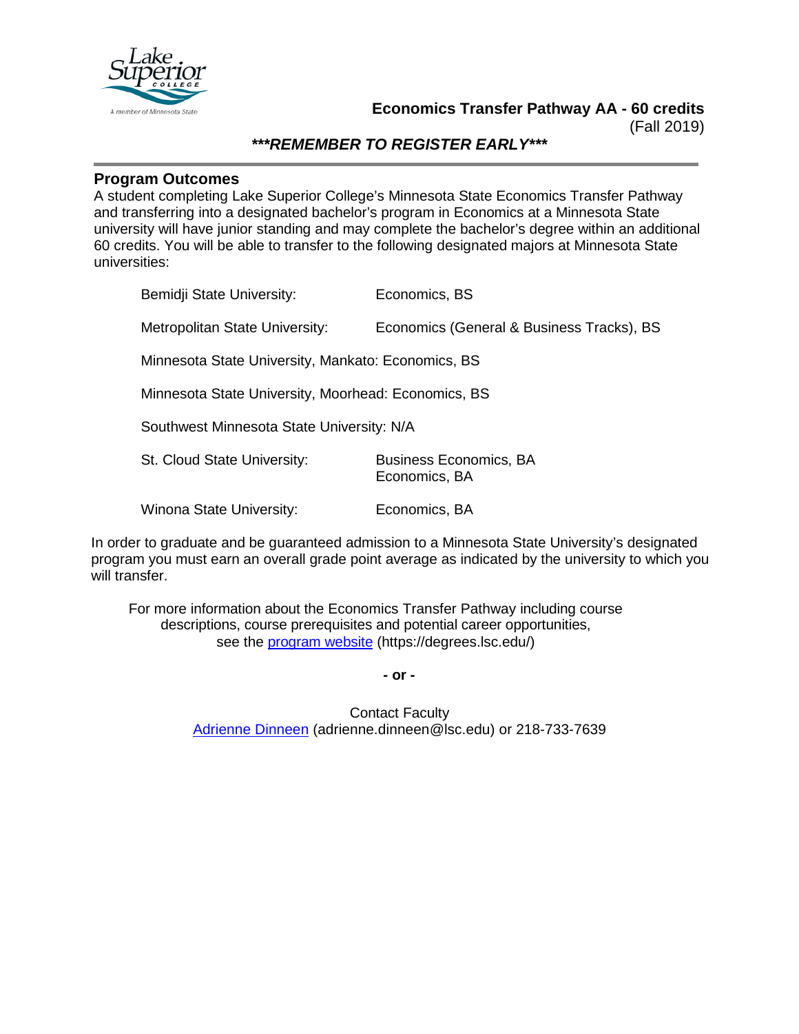**Economics Transfer Pathway AA - 60 credits**
(Fall 2019)

***\*\*\*REMEMBER TO REGISTER EARLY\*\*\****

---

## Program Outcomes

A student completing Lake Superior College's Minnesota State Economics Transfer Pathway and transferring into a designated bachelor's program in Economics at a Minnesota State university will have junior standing and may complete the bachelor's degree within an additional 60 credits. You will be able to transfer to the following designated majors at Minnesota State universities:

| | |
|---|---|
| Bemidji State University: | Economics, BS |
| Metropolitan State University: | Economics (General & Business Tracks), BS |
| Minnesota State University, Mankato: | Economics, BS |
| Minnesota State University, Moorhead: | Economics, BS |
| Southwest Minnesota State University: | N/A |
| St. Cloud State University: | Business Economics, BA<br>Economics, BA |
| Winona State University: | Economics, BA |

In order to graduate and be guaranteed admission to a Minnesota State University's designated program you must earn an overall grade point average as indicated by the university to which you will transfer.

For more information about the Economics Transfer Pathway including course descriptions, course prerequisites and potential career opportunities, see the [program website](https://degrees.lsc.edu/) (https://degrees.lsc.edu/)

**- or -**

Contact Faculty
[Adrienne Dinneen](mailto:adrienne.dinneen@lsc.edu) (adrienne.dinneen@lsc.edu) or 218-733-7639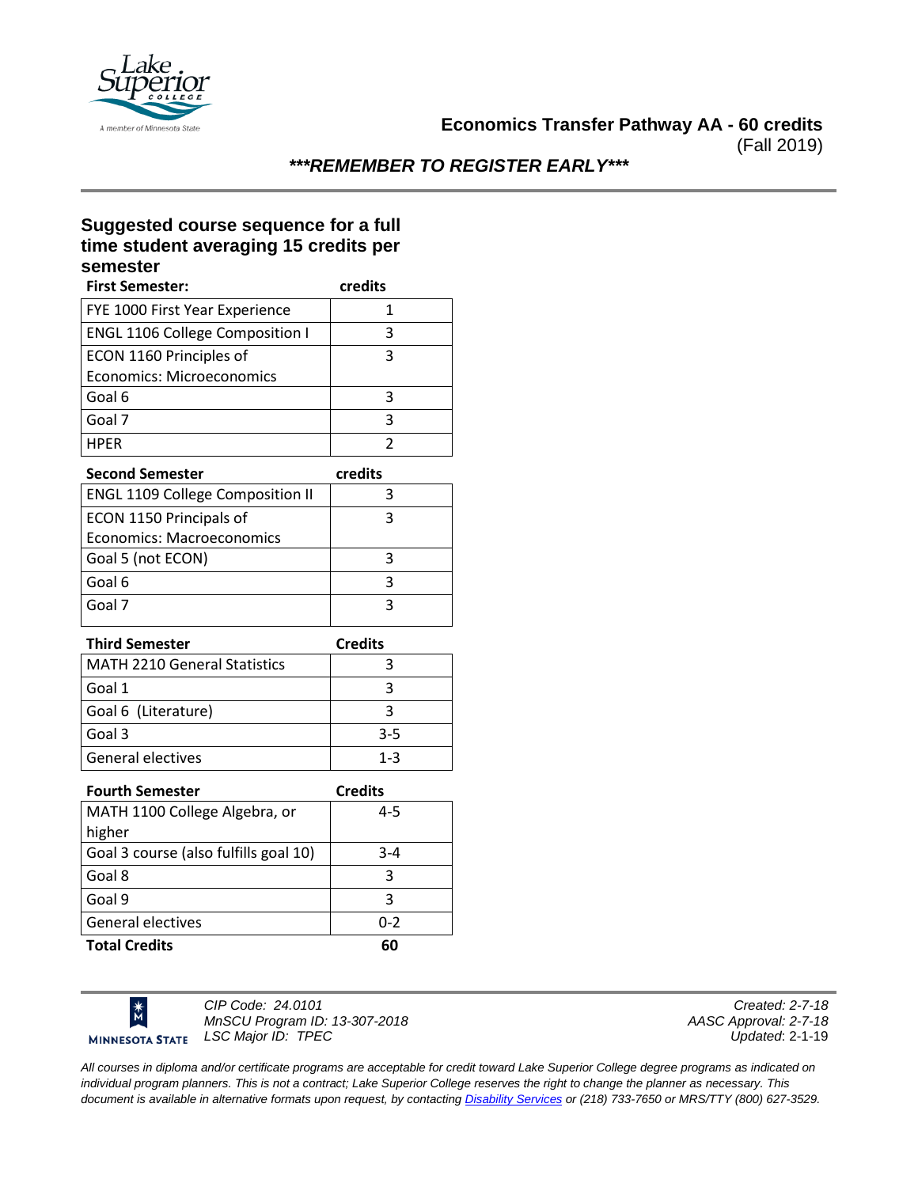## Economics Transfer Pathway AA - 60 credits
(Fall 2019)

***REMEMBER TO REGISTER EARLY***

### Suggested course sequence for a full time student averaging 15 credits per semester

| First Semester: | credits |
|---|---|
| FYE 1000 First Year Experience | 1 |
| ENGL 1106 College Composition I | 3 |
| ECON 1160 Principles of Economics: Microeconomics | 3 |
| Goal 6 | 3 |
| Goal 7 | 3 |
| HPER | 2 |

| Second Semester | credits |
|---|---|
| ENGL 1109 College Composition II | 3 |
| ECON 1150 Principals of Economics: Macroeconomics | 3 |
| Goal 5 (not ECON) | 3 |
| Goal 6 | 3 |
| Goal 7 | 3 |

| Third Semester | Credits |
|---|---|
| MATH 2210 General Statistics | 3 |
| Goal 1 | 3 |
| Goal 6 (Literature) | 3 |
| Goal 3 | 3-5 |
| General electives | 1-3 |

| Fourth Semester | Credits |
|---|---|
| MATH 1100 College Algebra, or higher | 4-5 |
| Goal 3 course (also fulfills goal 10) | 3-4 |
| Goal 8 | 3 |
| Goal 9 | 3 |
| General electives | 0-2 |
| **Total Credits** | **60** |

*CIP Code: 24.0101*
*MnSCU Program ID: 13-307-2018*
*LSC Major ID: TPEC*

*Created: 2-7-18*
*AASC Approval: 2-7-18*
*Updated: 2-1-19*

*All courses in diploma and/or certificate programs are acceptable for credit toward Lake Superior College degree programs as indicated on individual program planners. This is not a contract; Lake Superior College reserves the right to change the planner as necessary. This document is available in alternative formats upon request, by contacting Disability Services or (218) 733-7650 or MRS/TTY (800) 627-3529.*